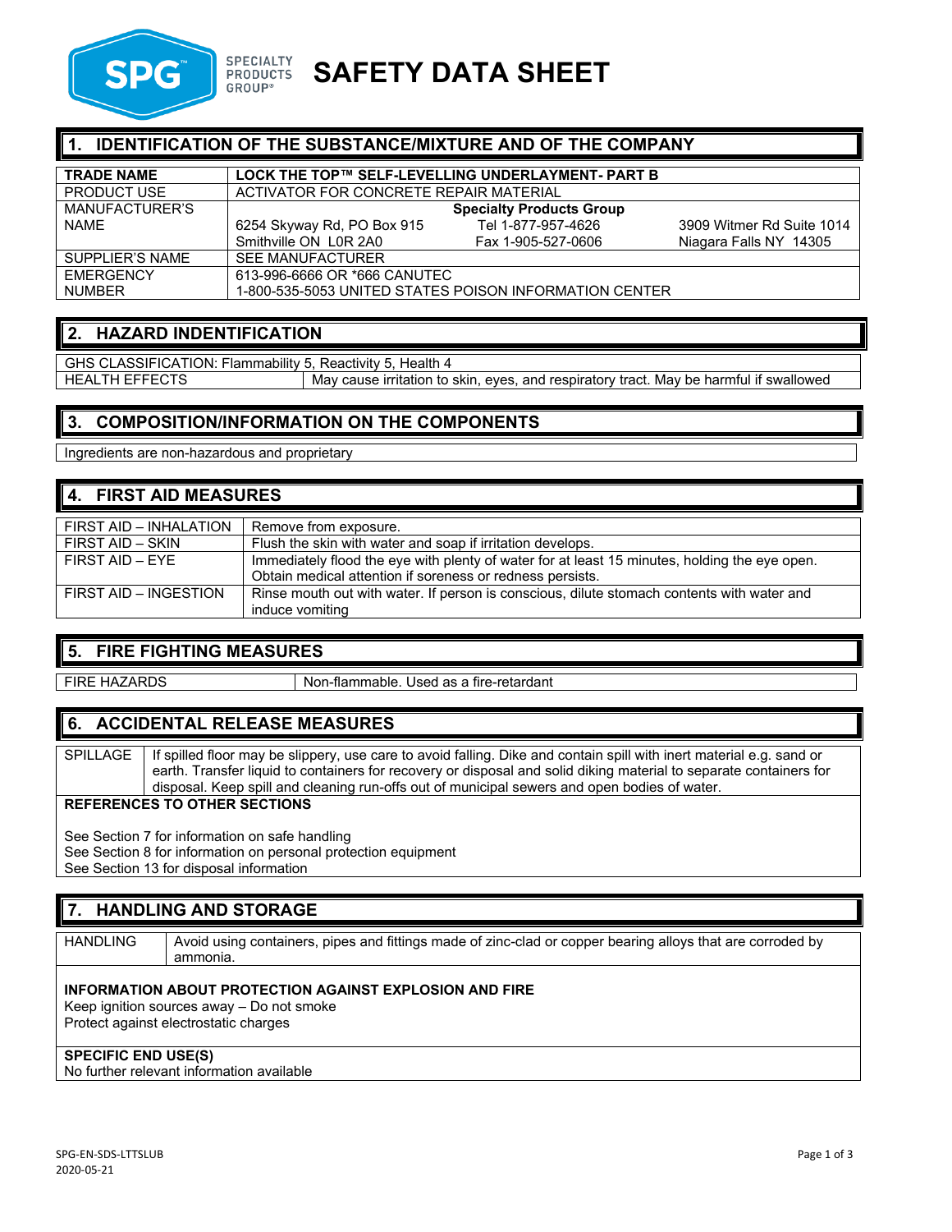# SAFETY DATA SHEET

SPECIALTY PRODUCTS GROUP®

## 1. IDENTIFICATION OF THE SUBSTANCE/MIXTURE AND OF THE COMPANY

| **TRADE NAME** | **LOCK THE TOP™ SELF-LEVELLING UNDERLAYMENT- PART B** | | |
|---|---|---|---|
| PRODUCT USE | ACTIVATOR FOR CONCRETE REPAIR MATERIAL | | |
| MANUFACTURER'S NAME | | **Specialty Products Group** | |
| | 6254 Skyway Rd, PO Box 915<br>Smithville ON L0R 2A0 | Tel 1-877-957-4626<br>Fax 1-905-527-0606 | 3909 Witmer Rd Suite 1014<br>Niagara Falls NY 14305 |
| SUPPLIER'S NAME | SEE MANUFACTURER | | |
| EMERGENCY NUMBER | 613-996-6666 OR *666 CANUTEC<br>1-800-535-5053 UNITED STATES POISON INFORMATION CENTER | | |

## 2. HAZARD INDENTIFICATION

GHS CLASSIFICATION: Flammability 5, Reactivity 5, Health 4

| HEALTH EFFECTS | May cause irritation to skin, eyes, and respiratory tract. May be harmful if swallowed |
|---|---|

## 3. COMPOSITION/INFORMATION ON THE COMPONENTS

Ingredients are non-hazardous and proprietary

## 4. FIRST AID MEASURES

| FIRST AID – INHALATION | Remove from exposure. |
|---|---|
| FIRST AID – SKIN | Flush the skin with water and soap if irritation develops. |
| FIRST AID – EYE | Immediately flood the eye with plenty of water for at least 15 minutes, holding the eye open. Obtain medical attention if soreness or redness persists. |
| FIRST AID – INGESTION | Rinse mouth out with water. If person is conscious, dilute stomach contents with water and induce vomiting |

## 5. FIRE FIGHTING MEASURES

| FIRE HAZARDS | Non-flammable. Used as a fire-retardant |
|---|---|

## 6. ACCIDENTAL RELEASE MEASURES

| SPILLAGE | If spilled floor may be slippery, use care to avoid falling. Dike and contain spill with inert material e.g. sand or earth. Transfer liquid to containers for recovery or disposal and solid diking material to separate containers for disposal. Keep spill and cleaning run-offs out of municipal sewers and open bodies of water. |
|---|---|

**REFERENCES TO OTHER SECTIONS**

See Section 7 for information on safe handling
See Section 8 for information on personal protection equipment
See Section 13 for disposal information

## 7. HANDLING AND STORAGE

| HANDLING | Avoid using containers, pipes and fittings made of zinc-clad or copper bearing alloys that are corroded by ammonia. |
|---|---|

**INFORMATION ABOUT PROTECTION AGAINST EXPLOSION AND FIRE**
Keep ignition sources away – Do not smoke
Protect against electrostatic charges

**SPECIFIC END USE(S)**
No further relevant information available

SPG-EN-SDS-LTTSLUB
2020-05-21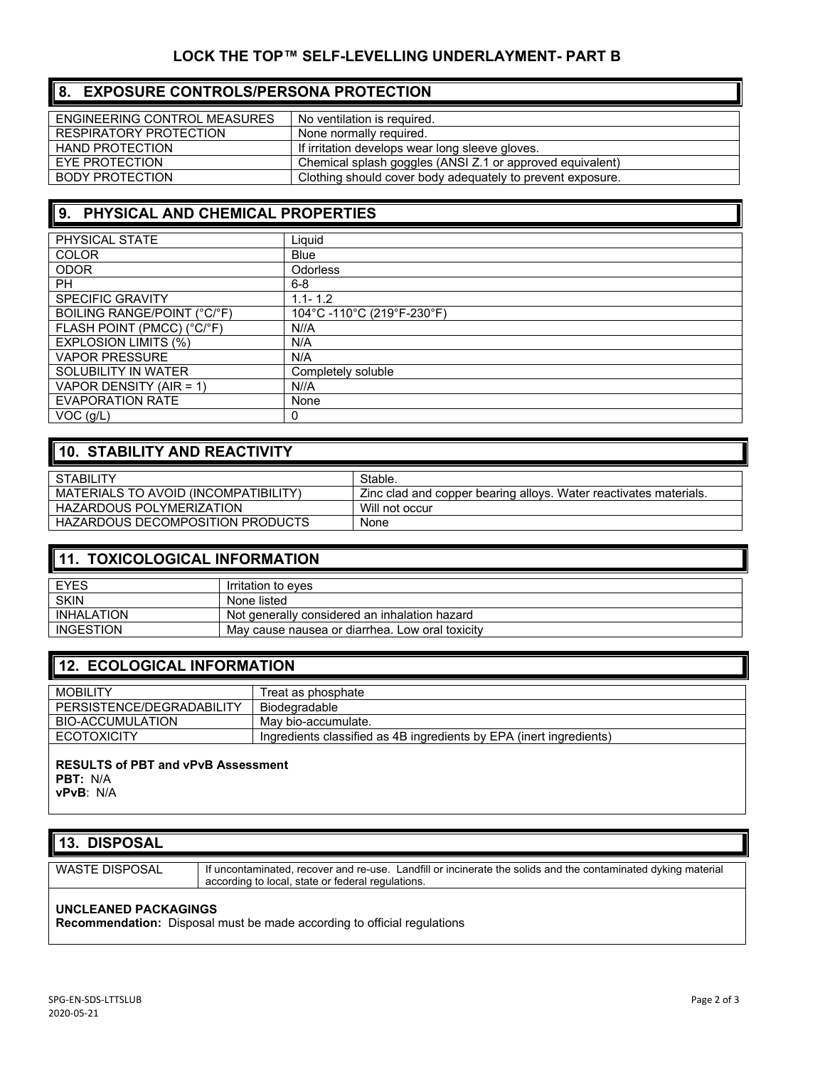## LOCK THE TOP™ SELF-LEVELLING UNDERLAYMENT- PART B

## 8. EXPOSURE CONTROLS/PERSONA PROTECTION

| | |
|---|---|
| ENGINEERING CONTROL MEASURES | No ventilation is required. |
| RESPIRATORY PROTECTION | None normally required. |
| HAND PROTECTION | If irritation develops wear long sleeve gloves. |
| EYE PROTECTION | Chemical splash goggles (ANSI Z.1 or approved equivalent) |
| BODY PROTECTION | Clothing should cover body adequately to prevent exposure. |

## 9. PHYSICAL AND CHEMICAL PROPERTIES

| | |
|---|---|
| PHYSICAL STATE | Liquid |
| COLOR | Blue |
| ODOR | Odorless |
| PH | 6-8 |
| SPECIFIC GRAVITY | 1.1- 1.2 |
| BOILING RANGE/POINT (°C/°F) | 104°C -110°C (219°F-230°F) |
| FLASH POINT (PMCC) (°C/°F) | N//A |
| EXPLOSION LIMITS (%) | N/A |
| VAPOR PRESSURE | N/A |
| SOLUBILITY IN WATER | Completely soluble |
| VAPOR DENSITY (AIR = 1) | N//A |
| EVAPORATION RATE | None |
| VOC (g/L) | 0 |

## 10. STABILITY AND REACTIVITY

| | |
|---|---|
| STABILITY | Stable. |
| MATERIALS TO AVOID (INCOMPATIBILITY) | Zinc clad and copper bearing alloys. Water reactivates materials. |
| HAZARDOUS POLYMERIZATION | Will not occur |
| HAZARDOUS DECOMPOSITION PRODUCTS | None |

## 11. TOXICOLOGICAL INFORMATION

| | |
|---|---|
| EYES | Irritation to eyes |
| SKIN | None listed |
| INHALATION | Not generally considered an inhalation hazard |
| INGESTION | May cause nausea or diarrhea. Low oral toxicity |

## 12. ECOLOGICAL INFORMATION

| | |
|---|---|
| MOBILITY | Treat as phosphate |
| PERSISTENCE/DEGRADABILITY | Biodegradable |
| BIO-ACCUMULATION | May bio-accumulate. |
| ECOTOXICITY | Ingredients classified as 4B ingredients by EPA (inert ingredients) |

**RESULTS of PBT and vPvB Assessment**
**PBT:** N/A
**vPvB**: N/A

## 13. DISPOSAL

| | |
|---|---|
| WASTE DISPOSAL | If uncontaminated, recover and re-use. Landfill or incinerate the solids and the contaminated dyking material according to local, state or federal regulations. |

**UNCLEANED PACKAGINGS**
**Recommendation:** Disposal must be made according to official regulations

SPG-EN-SDS-LTTSLUB
2020-05-21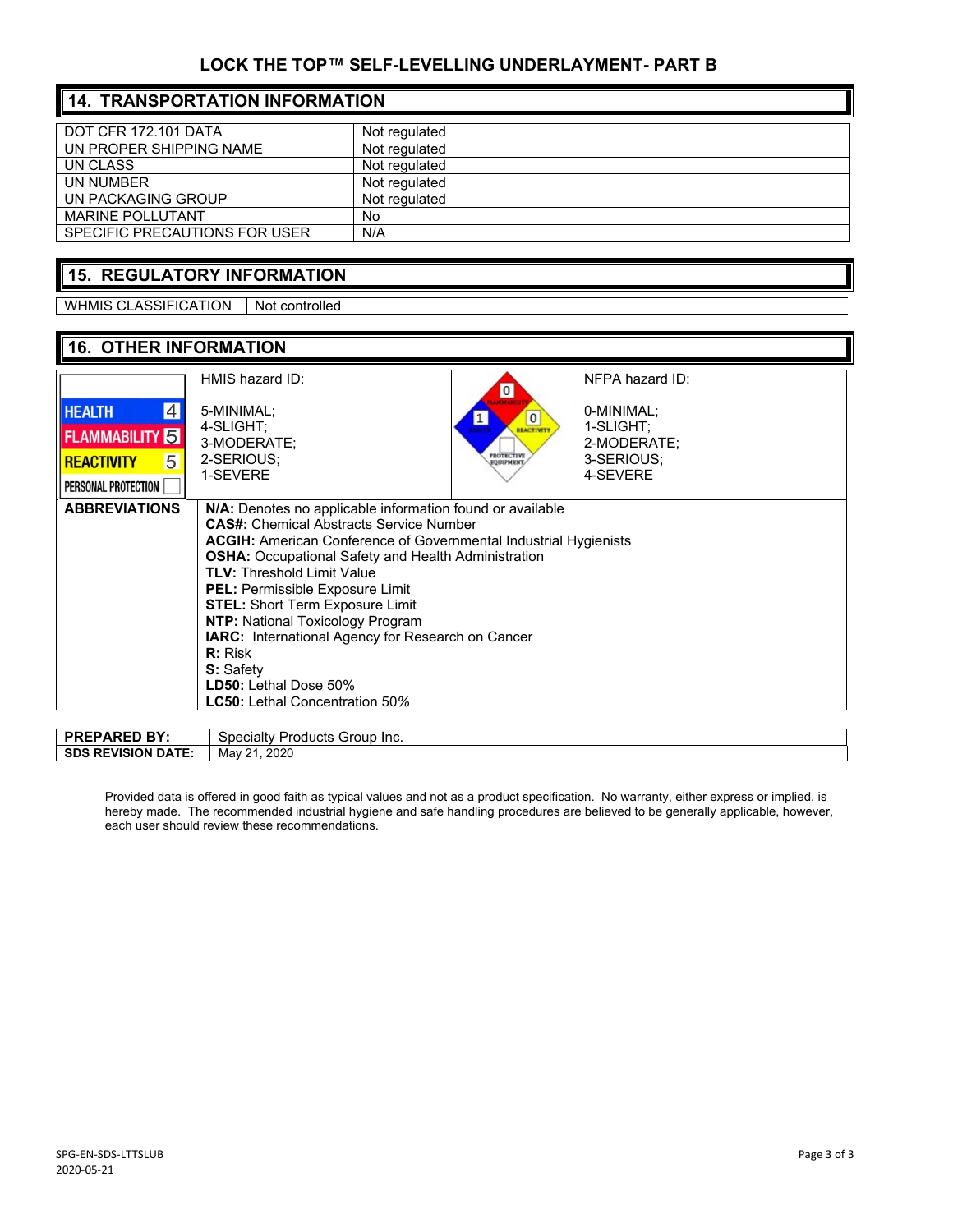## LOCK THE TOP™ SELF-LEVELLING UNDERLAYMENT- PART B

## 14. TRANSPORTATION INFORMATION

| | |
|---|---|
| DOT CFR 172.101 DATA | Not regulated |
| UN PROPER SHIPPING NAME | Not regulated |
| UN CLASS | Not regulated |
| UN NUMBER | Not regulated |
| UN PACKAGING GROUP | Not regulated |
| MARINE POLLUTANT | No |
| SPECIFIC PRECAUTIONS FOR USER | N/A |

## 15. REGULATORY INFORMATION

| | |
|---|---|
| WHMIS CLASSIFICATION | Not controlled |

## 16. OTHER INFORMATION

| | | | |
|---|---|---|---|
| HEALTH 4<br>FLAMMABILITY 5<br>REACTIVITY 5<br>PERSONAL PROTECTION | HMIS hazard ID:<br>5-MINIMAL;<br>4-SLIGHT;<br>3-MODERATE;<br>2-SERIOUS;<br>1-SEVERE | FLAMMABILITY 0<br>HEALTH 1<br>REACTIVITY 0<br>PROTECTIVE EQUIPMENT | NFPA hazard ID:<br>0-MINIMAL;<br>1-SLIGHT;<br>2-MODERATE;<br>3-SERIOUS;<br>4-SEVERE |

**ABBREVIATIONS**

**N/A:** Denotes no applicable information found or available
**CAS#:** Chemical Abstracts Service Number
**ACGIH:** American Conference of Governmental Industrial Hygienists
**OSHA:** Occupational Safety and Health Administration
**TLV:** Threshold Limit Value
**PEL:** Permissible Exposure Limit
**STEL:** Short Term Exposure Limit
**NTP:** National Toxicology Program
**IARC:** International Agency for Research on Cancer
**R:** Risk
**S:** Safety
**LD50:** Lethal Dose 50%
**LC50:** Lethal Concentration 50%

| | |
|---|---|
| **PREPARED BY:** | Specialty Products Group Inc. |
| **SDS REVISION DATE:** | May 21, 2020 |

Provided data is offered in good faith as typical values and not as a product specification. No warranty, either express or implied, is hereby made. The recommended industrial hygiene and safe handling procedures are believed to be generally applicable, however, each user should review these recommendations.

SPG-EN-SDS-LTTSLUB
2020-05-21